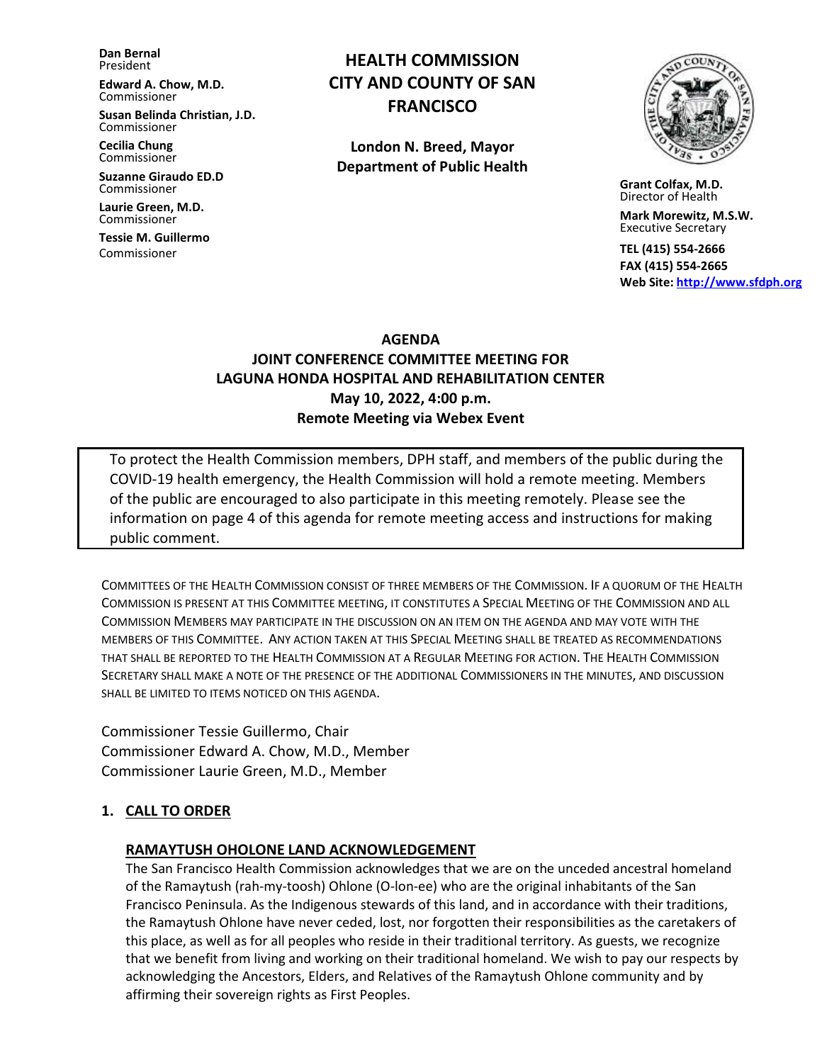**Dan Bernal**
President

**Edward A. Chow, M.D.**
Commissioner

**Susan Belinda Christian, J.D.**
Commissioner

**Cecilia Chung**
Commissioner

**Suzanne Giraudo ED.D**
Commissioner

**Laurie Green, M.D.**
Commissioner

**Tessie M. Guillermo**
Commissioner

# HEALTH COMMISSION CITY AND COUNTY OF SAN FRANCISCO

**London N. Breed, Mayor**
**Department of Public Health**

**Grant Colfax, M.D.**
Director of Health

**Mark Morewitz, M.S.W.**
Executive Secretary

**TEL (415) 554-2666**
**FAX (415) 554-2665**
**Web Site: http://www.sfdph.org**

## AGENDA
## JOINT CONFERENCE COMMITTEE MEETING FOR LAGUNA HONDA HOSPITAL AND REHABILITATION CENTER
**May 10, 2022, 4:00 p.m.**
**Remote Meeting via Webex Event**

> To protect the Health Commission members, DPH staff, and members of the public during the COVID-19 health emergency, the Health Commission will hold a remote meeting. Members of the public are encouraged to also participate in this meeting remotely. Please see the information on page 4 of this agenda for remote meeting access and instructions for making public comment.

COMMITTEES OF THE HEALTH COMMISSION CONSIST OF THREE MEMBERS OF THE COMMISSION. IF A QUORUM OF THE HEALTH COMMISSION IS PRESENT AT THIS COMMITTEE MEETING, IT CONSTITUTES A SPECIAL MEETING OF THE COMMISSION AND ALL COMMISSION MEMBERS MAY PARTICIPATE IN THE DISCUSSION ON AN ITEM ON THE AGENDA AND MAY VOTE WITH THE MEMBERS OF THIS COMMITTEE. ANY ACTION TAKEN AT THIS SPECIAL MEETING SHALL BE TREATED AS RECOMMENDATIONS THAT SHALL BE REPORTED TO THE HEALTH COMMISSION AT A REGULAR MEETING FOR ACTION. THE HEALTH COMMISSION SECRETARY SHALL MAKE A NOTE OF THE PRESENCE OF THE ADDITIONAL COMMISSIONERS IN THE MINUTES, AND DISCUSSION SHALL BE LIMITED TO ITEMS NOTICED ON THIS AGENDA.

Commissioner Tessie Guillermo, Chair
Commissioner Edward A. Chow, M.D., Member
Commissioner Laurie Green, M.D., Member

### 1. CALL TO ORDER

#### RAMAYTUSH OHLONE LAND ACKNOWLEDGEMENT

The San Francisco Health Commission acknowledges that we are on the unceded ancestral homeland of the Ramaytush (rah-my-toosh) Ohlone (O-lon-ee) who are the original inhabitants of the San Francisco Peninsula. As the Indigenous stewards of this land, and in accordance with their traditions, the Ramaytush Ohlone have never ceded, lost, nor forgotten their responsibilities as the caretakers of this place, as well as for all peoples who reside in their traditional territory. As guests, we recognize that we benefit from living and working on their traditional homeland. We wish to pay our respects by acknowledging the Ancestors, Elders, and Relatives of the Ramaytush Ohlone community and by affirming their sovereign rights as First Peoples.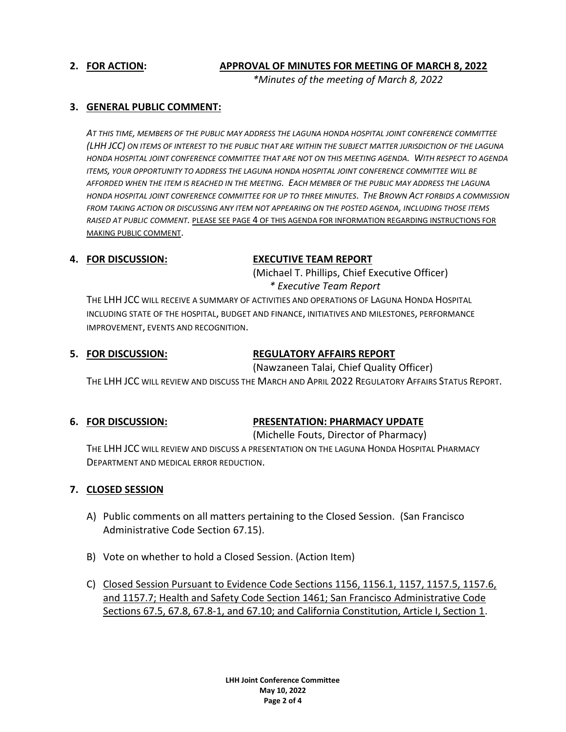**2. FOR ACTION:** **APPROVAL OF MINUTES FOR MEETING OF MARCH 8, 2022**

*\*Minutes of the meeting of March 8, 2022*

**3. GENERAL PUBLIC COMMENT:**

*AT THIS TIME, MEMBERS OF THE PUBLIC MAY ADDRESS THE LAGUNA HONDA HOSPITAL JOINT CONFERENCE COMMITTEE (LHH JCC) ON ITEMS OF INTEREST TO THE PUBLIC THAT ARE WITHIN THE SUBJECT MATTER JURISDICTION OF THE LAGUNA HONDA HOSPITAL JOINT CONFERENCE COMMITTEE THAT ARE NOT ON THIS MEETING AGENDA. WITH RESPECT TO AGENDA ITEMS, YOUR OPPORTUNITY TO ADDRESS THE LAGUNA HONDA HOSPITAL JOINT CONFERENCE COMMITTEE WILL BE AFFORDED WHEN THE ITEM IS REACHED IN THE MEETING. EACH MEMBER OF THE PUBLIC MAY ADDRESS THE LAGUNA HONDA HOSPITAL JOINT CONFERENCE COMMITTEE FOR UP TO THREE MINUTES. THE BROWN ACT FORBIDS A COMMISSION FROM TAKING ACTION OR DISCUSSING ANY ITEM NOT APPEARING ON THE POSTED AGENDA, INCLUDING THOSE ITEMS RAISED AT PUBLIC COMMENT.* PLEASE SEE PAGE 4 OF THIS AGENDA FOR INFORMATION REGARDING INSTRUCTIONS FOR MAKING PUBLIC COMMENT.

**4. FOR DISCUSSION:** **EXECUTIVE TEAM REPORT**

(Michael T. Phillips, Chief Executive Officer)

*\* Executive Team Report*

THE LHH JCC WILL RECEIVE A SUMMARY OF ACTIVITIES AND OPERATIONS OF LAGUNA HONDA HOSPITAL INCLUDING STATE OF THE HOSPITAL, BUDGET AND FINANCE, INITIATIVES AND MILESTONES, PERFORMANCE IMPROVEMENT, EVENTS AND RECOGNITION.

**5. FOR DISCUSSION:** **REGULATORY AFFAIRS REPORT**

(Nawzaneen Talai, Chief Quality Officer)

THE LHH JCC WILL REVIEW AND DISCUSS THE MARCH AND APRIL 2022 REGULATORY AFFAIRS STATUS REPORT.

**6. FOR DISCUSSION:** **PRESENTATION: PHARMACY UPDATE**

(Michelle Fouts, Director of Pharmacy)

THE LHH JCC WILL REVIEW AND DISCUSS A PRESENTATION ON THE LAGUNA HONDA HOSPITAL PHARMACY DEPARTMENT AND MEDICAL ERROR REDUCTION.

**7. CLOSED SESSION**

A) Public comments on all matters pertaining to the Closed Session. (San Francisco Administrative Code Section 67.15).

B) Vote on whether to hold a Closed Session. (Action Item)

C) Closed Session Pursuant to Evidence Code Sections 1156, 1156.1, 1157, 1157.5, 1157.6, and 1157.7; Health and Safety Code Section 1461; San Francisco Administrative Code Sections 67.5, 67.8, 67.8-1, and 67.10; and California Constitution, Article I, Section 1.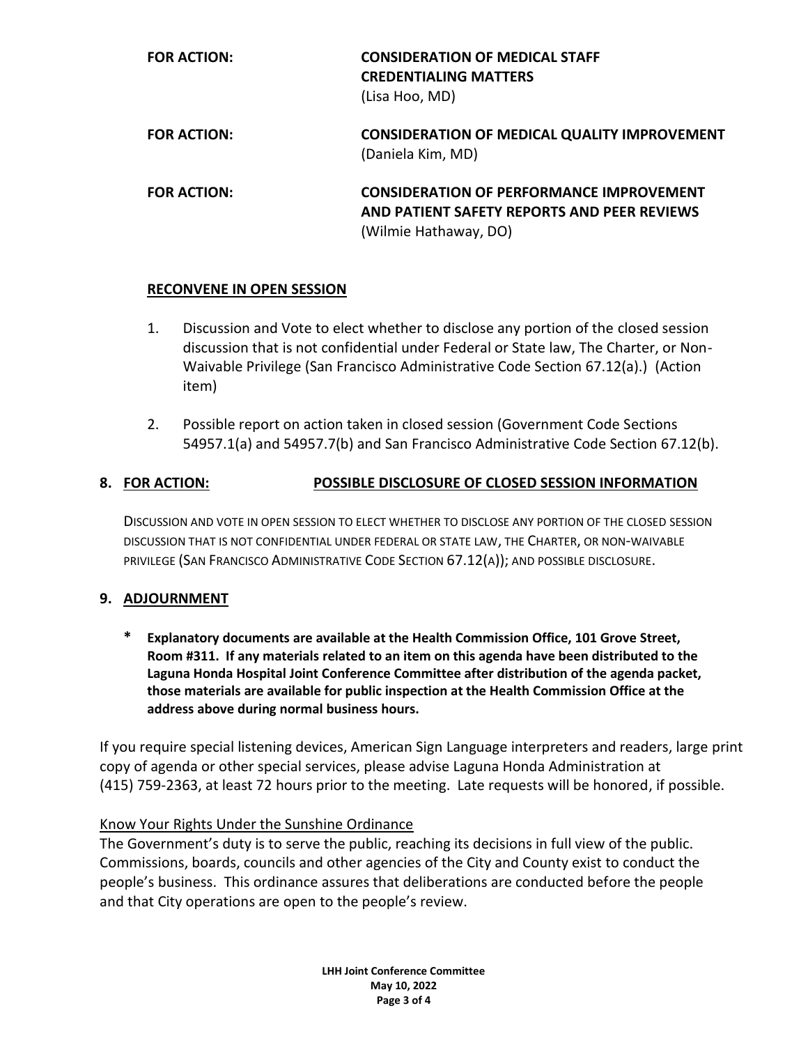**FOR ACTION:** **CONSIDERATION OF MEDICAL STAFF CREDENTIALING MATTERS**
(Lisa Hoo, MD)

**FOR ACTION:** **CONSIDERATION OF MEDICAL QUALITY IMPROVEMENT**
(Daniela Kim, MD)

**FOR ACTION:** **CONSIDERATION OF PERFORMANCE IMPROVEMENT AND PATIENT SAFETY REPORTS AND PEER REVIEWS**
(Wilmie Hathaway, DO)

**<u>RECONVENE IN OPEN SESSION</u>**

1. Discussion and Vote to elect whether to disclose any portion of the closed session discussion that is not confidential under Federal or State law, The Charter, or Non-Waivable Privilege (San Francisco Administrative Code Section 67.12(a).) (Action item)

2. Possible report on action taken in closed session (Government Code Sections 54957.1(a) and 54957.7(b) and San Francisco Administrative Code Section 67.12(b).

## 8. <u>FOR ACTION:</u> <u>POSSIBLE DISCLOSURE OF CLOSED SESSION INFORMATION</u>

DISCUSSION AND VOTE IN OPEN SESSION TO ELECT WHETHER TO DISCLOSE ANY PORTION OF THE CLOSED SESSION DISCUSSION THAT IS NOT CONFIDENTIAL UNDER FEDERAL OR STATE LAW, THE CHARTER, OR NON-WAIVABLE PRIVILEGE (SAN FRANCISCO ADMINISTRATIVE CODE SECTION 67.12(A)); AND POSSIBLE DISCLOSURE.

## 9. <u>ADJOURNMENT</u>

**\* Explanatory documents are available at the Health Commission Office, 101 Grove Street, Room #311. If any materials related to an item on this agenda have been distributed to the Laguna Honda Hospital Joint Conference Committee after distribution of the agenda packet, those materials are available for public inspection at the Health Commission Office at the address above during normal business hours.**

If you require special listening devices, American Sign Language interpreters and readers, large print copy of agenda or other special services, please advise Laguna Honda Administration at (415) 759-2363, at least 72 hours prior to the meeting. Late requests will be honored, if possible.

<u>Know Your Rights Under the Sunshine Ordinance</u>
The Government's duty is to serve the public, reaching its decisions in full view of the public. Commissions, boards, councils and other agencies of the City and County exist to conduct the people's business. This ordinance assures that deliberations are conducted before the people and that City operations are open to the people's review.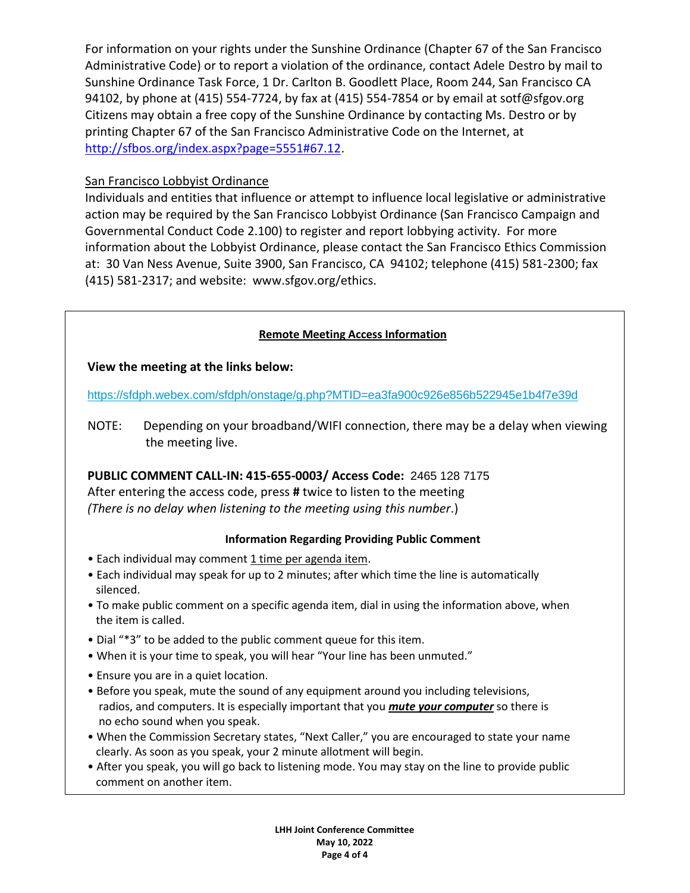For information on your rights under the Sunshine Ordinance (Chapter 67 of the San Francisco Administrative Code) or to report a violation of the ordinance, contact Adele Destro by mail to Sunshine Ordinance Task Force, 1 Dr. Carlton B. Goodlett Place, Room 244, San Francisco CA 94102, by phone at (415) 554-7724, by fax at (415) 554-7854 or by email at sotf@sfgov.org Citizens may obtain a free copy of the Sunshine Ordinance by contacting Ms. Destro or by printing Chapter 67 of the San Francisco Administrative Code on the Internet, at http://sfbos.org/index.aspx?page=5551#67.12.

San Francisco Lobbyist Ordinance

Individuals and entities that influence or attempt to influence local legislative or administrative action may be required by the San Francisco Lobbyist Ordinance (San Francisco Campaign and Governmental Conduct Code 2.100) to register and report lobbying activity. For more information about the Lobbyist Ordinance, please contact the San Francisco Ethics Commission at: 30 Van Ness Avenue, Suite 3900, San Francisco, CA 94102; telephone (415) 581-2300; fax (415) 581-2317; and website: www.sfgov.org/ethics.

**Remote Meeting Access Information**

**View the meeting at the links below:**

https://sfdph.webex.com/sfdph/onstage/g.php?MTID=ea3fa900c926e856b522945e1b4f7e39d

NOTE: Depending on your broadband/WIFI connection, there may be a delay when viewing the meeting live.

**PUBLIC COMMENT CALL-IN: 415-655-0003/ Access Code:** 2465 128 7175
After entering the access code, press **#** twice to listen to the meeting
*(There is no delay when listening to the meeting using this number.*)

**Information Regarding Providing Public Comment**

- Each individual may comment 1 time per agenda item.
- Each individual may speak for up to 2 minutes; after which time the line is automatically silenced.
- To make public comment on a specific agenda item, dial in using the information above, when the item is called.
- Dial "*3" to be added to the public comment queue for this item.
- When it is your time to speak, you will hear "Your line has been unmuted."
- Ensure you are in a quiet location.
- Before you speak, mute the sound of any equipment around you including televisions, radios, and computers. It is especially important that you ***mute your computer*** so there is no echo sound when you speak.
- When the Commission Secretary states, "Next Caller," you are encouraged to state your name clearly. As soon as you speak, your 2 minute allotment will begin.
- After you speak, you will go back to listening mode. You may stay on the line to provide public comment on another item.